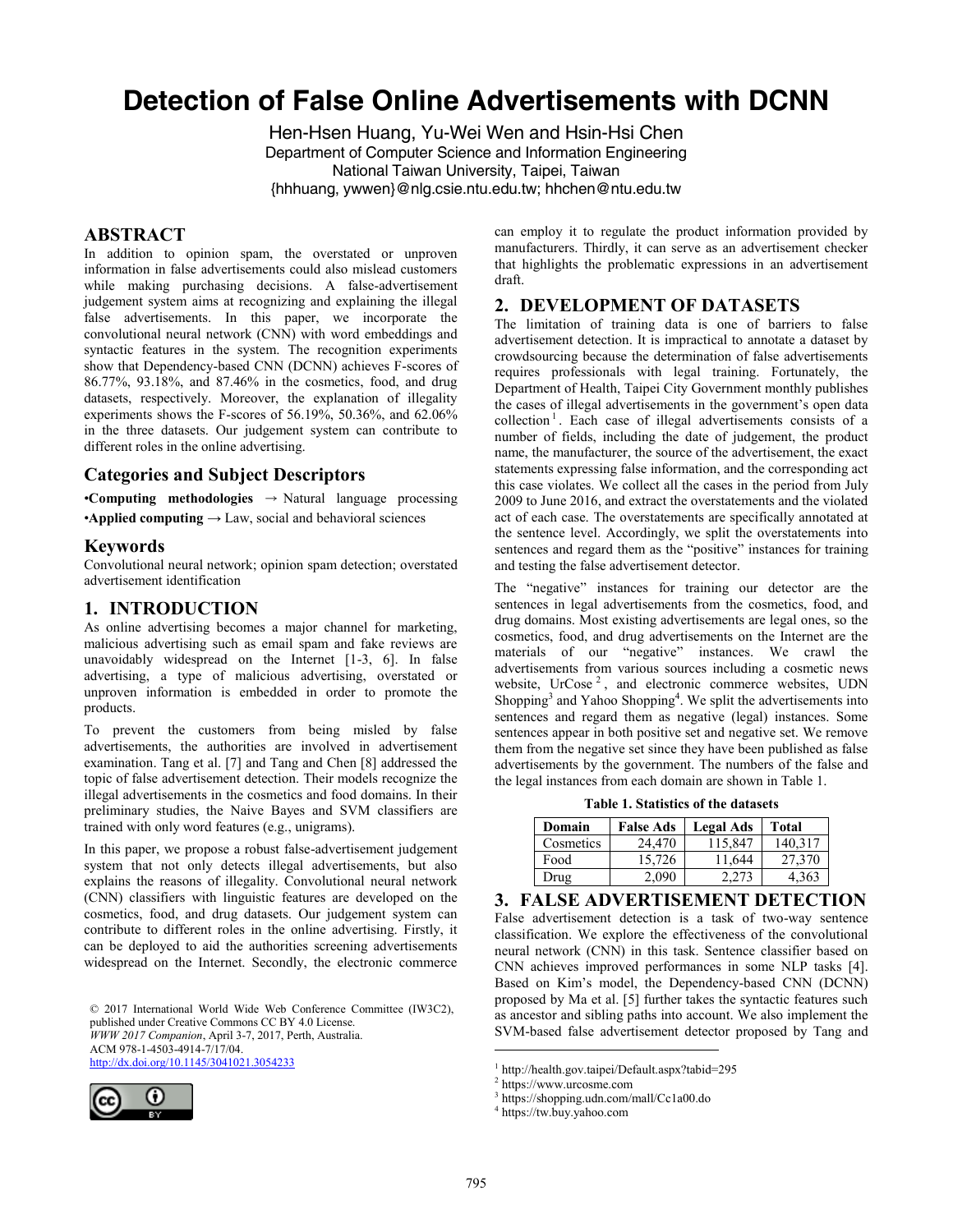# Detection of False Online Advertisements with DCNN

Hen-Hsen Huang, Yu-Wei Wen and Hsin-Hsi Chen
Department of Computer Science and Information Engineering
National Taiwan University, Taipei, Taiwan
{hhhuang, ywwen}@nlg.csie.ntu.edu.tw; hhchen@ntu.edu.tw

## ABSTRACT

In addition to opinion spam, the overstated or unproven information in false advertisements could also mislead customers while making purchasing decisions. A false-advertisement judgement system aims at recognizing and explaining the illegal false advertisements. In this paper, we incorporate the convolutional neural network (CNN) with word embeddings and syntactic features in the system. The recognition experiments show that Dependency-based CNN (DCNN) achieves F-scores of 86.77%, 93.18%, and 87.46% in the cosmetics, food, and drug datasets, respectively. Moreover, the explanation of illegality experiments shows the F-scores of 56.19%, 50.36%, and 62.06% in the three datasets. Our judgement system can contribute to different roles in the online advertising.

## Categories and Subject Descriptors

•**Computing methodologies** → Natural language processing
•**Applied computing** → Law, social and behavioral sciences

## Keywords

Convolutional neural network; opinion spam detection; overstated advertisement identification

## 1. INTRODUCTION

As online advertising becomes a major channel for marketing, malicious advertising such as email spam and fake reviews are unavoidably widespread on the Internet [1-3, 6]. In false advertising, a type of malicious advertising, overstated or unproven information is embedded in order to promote the products.

To prevent the customers from being misled by false advertisements, the authorities are involved in advertisement examination. Tang et al. [7] and Tang and Chen [8] addressed the topic of false advertisement detection. Their models recognize the illegal advertisements in the cosmetics and food domains. In their preliminary studies, the Naive Bayes and SVM classifiers are trained with only word features (e.g., unigrams).

In this paper, we propose a robust false-advertisement judgement system that not only detects illegal advertisements, but also explains the reasons of illegality. Convolutional neural network (CNN) classifiers with linguistic features are developed on the cosmetics, food, and drug datasets. Our judgement system can contribute to different roles in the online advertising. Firstly, it can be deployed to aid the authorities screening advertisements widespread on the Internet. Secondly, the electronic commerce can employ it to regulate the product information provided by manufacturers. Thirdly, it can serve as an advertisement checker that highlights the problematic expressions in an advertisement draft.

© 2017 International World Wide Web Conference Committee (IW3C2), published under Creative Commons CC BY 4.0 License.
*WWW 2017 Companion*, April 3-7, 2017, Perth, Australia.
ACM 978-1-4503-4914-7/17/04.
http://dx.doi.org/10.1145/3041021.3054233

## 2. DEVELOPMENT OF DATASETS

The limitation of training data is one of barriers to false advertisement detection. It is impractical to annotate a dataset by crowdsourcing because the determination of false advertisements requires professionals with legal training. Fortunately, the Department of Health, Taipei City Government monthly publishes the cases of illegal advertisements in the government's open data collection[1]. Each case of illegal advertisements consists of a number of fields, including the date of judgement, the product name, the manufacturer, the source of the advertisement, the exact statements expressing false information, and the corresponding act this case violates. We collect all the cases in the period from July 2009 to June 2016, and extract the overstatements and the violated act of each case. The overstatements are specifically annotated at the sentence level. Accordingly, we split the overstatements into sentences and regard them as the "positive" instances for training and testing the false advertisement detector.

The "negative" instances for training our detector are the sentences in legal advertisements from the cosmetics, food, and drug domains. Most existing advertisements are legal ones, so the cosmetics, food, and drug advertisements on the Internet are the materials of our "negative" instances. We crawl the advertisements from various sources including a cosmetic news website, UrCose[2], and electronic commerce websites, UDN Shopping[3] and Yahoo Shopping[4]. We split the advertisements into sentences and regard them as negative (legal) instances. Some sentences appear in both positive set and negative set. We remove them from the negative set since they have been published as false advertisements by the government. The numbers of the false and the legal instances from each domain are shown in Table 1.

**Table 1. Statistics of the datasets**

| Domain | False Ads | Legal Ads | Total |
|---|---|---|---|
| Cosmetics | 24,470 | 115,847 | 140,317 |
| Food | 15,726 | 11,644 | 27,370 |
| Drug | 2,090 | 2,273 | 4,363 |

## 3. FALSE ADVERTISEMENT DETECTION

False advertisement detection is a task of two-way sentence classification. We explore the effectiveness of the convolutional neural network (CNN) in this task. Sentence classifier based on CNN achieves improved performances in some NLP tasks [4]. Based on Kim's model, the Dependency-based CNN (DCNN) proposed by Ma et al. [5] further takes the syntactic features such as ancestor and sibling paths into account. We also implement the SVM-based false advertisement detector proposed by Tang and

[1] http://health.gov.taipei/Default.aspx?tabid=295
[2] https://www.urcosme.com
[3] https://shopping.udn.com/mall/Cc1a00.do
[4] https://tw.buy.yahoo.com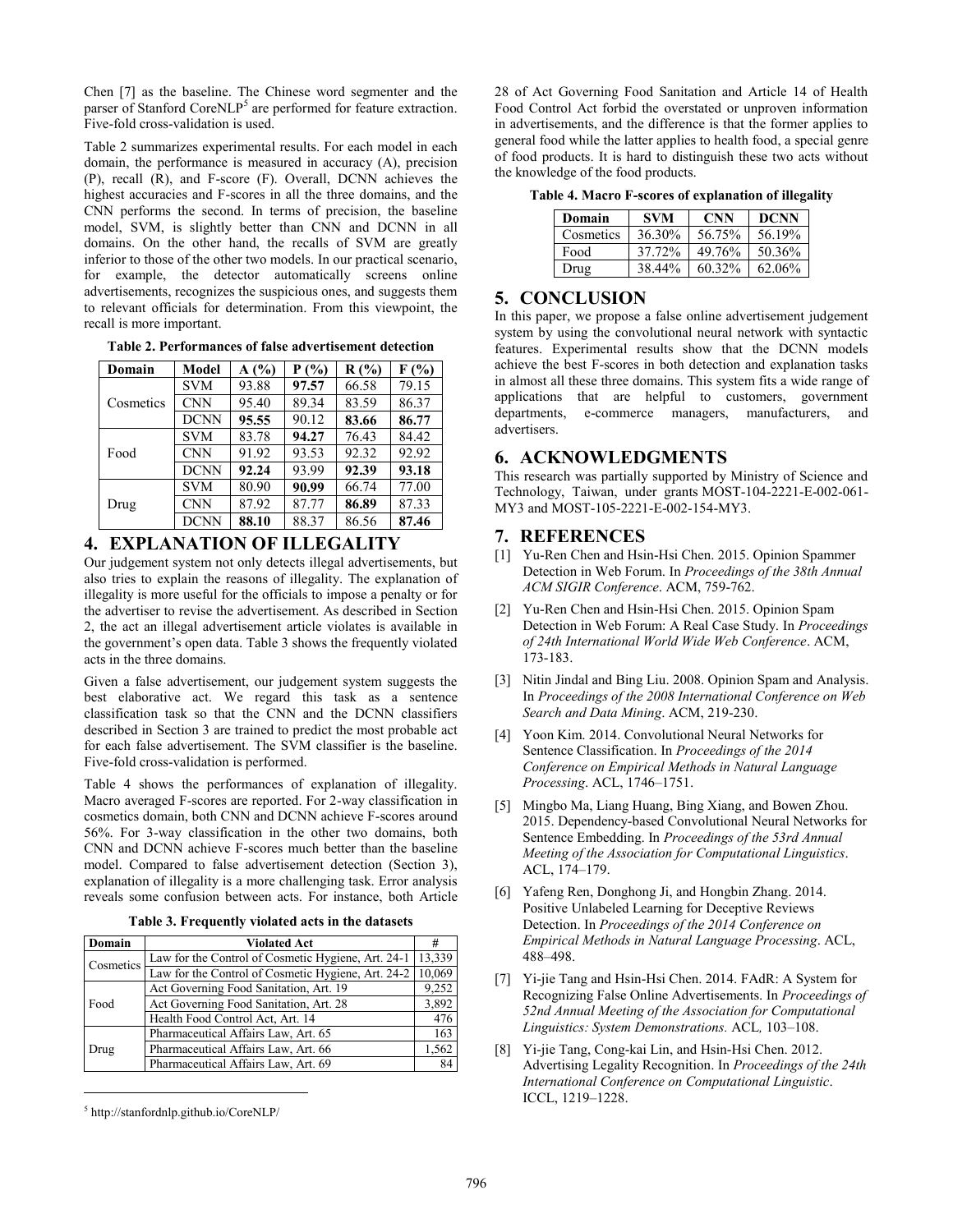Chen [7] as the baseline. The Chinese word segmenter and the parser of Stanford CoreNLP[5] are performed for feature extraction. Five-fold cross-validation is used.

Table 2 summarizes experimental results. For each model in each domain, the performance is measured in accuracy (A), precision (P), recall (R), and F-score (F). Overall, DCNN achieves the highest accuracies and F-scores in all the three domains, and the CNN performs the second. In terms of precision, the baseline model, SVM, is slightly better than CNN and DCNN in all domains. On the other hand, the recalls of SVM are greatly inferior to those of the other two models. In our practical scenario, for example, the detector automatically screens online advertisements, recognizes the suspicious ones, and suggests them to relevant officials for determination. From this viewpoint, the recall is more important.

**Table 2. Performances of false advertisement detection**

| Domain | Model | A (%) | P (%) | R (%) | F (%) |
|---|---|---|---|---|---|
| Cosmetics | SVM | 93.88 | **97.57** | 66.58 | 79.15 |
| | CNN | 95.40 | 89.34 | 83.59 | 86.37 |
| | DCNN | **95.55** | 90.12 | **83.66** | **86.77** |
| Food | SVM | 83.78 | **94.27** | 76.43 | 84.42 |
| | CNN | 91.92 | 93.53 | 92.32 | 92.92 |
| | DCNN | **92.24** | 93.99 | **92.39** | **93.18** |
| Drug | SVM | 80.90 | **90.99** | 66.74 | 77.00 |
| | CNN | 87.92 | 87.77 | **86.89** | 87.33 |
| | DCNN | **88.10** | 88.37 | 86.56 | **87.46** |

## 4. EXPLANATION OF ILLEGALITY

Our judgement system not only detects illegal advertisements, but also tries to explain the reasons of illegality. The explanation of illegality is more useful for the officials to impose a penalty or for the advertiser to revise the advertisement. As described in Section 2, the act an illegal advertisement article violates is available in the government's open data. Table 3 shows the frequently violated acts in the three domains.

Given a false advertisement, our judgement system suggests the best elaborative act. We regard this task as a sentence classification task so that the CNN and the DCNN classifiers described in Section 3 are trained to predict the most probable act for each false advertisement. The SVM classifier is the baseline. Five-fold cross-validation is performed.

Table 4 shows the performances of explanation of illegality. Macro averaged F-scores are reported. For 2-way classification in cosmetics domain, both CNN and DCNN achieve F-scores around 56%. For 3-way classification in the other two domains, both CNN and DCNN achieve F-scores much better than the baseline model. Compared to false advertisement detection (Section 3), explanation of illegality is a more challenging task. Error analysis reveals some confusion between acts. For instance, both Article 28 of Act Governing Food Sanitation and Article 14 of Health Food Control Act forbid the overstated or unproven information in advertisements, and the difference is that the former applies to general food while the latter applies to health food, a special genre of food products. It is hard to distinguish these two acts without the knowledge of the food products.

**Table 3. Frequently violated acts in the datasets**

| Domain | Violated Act | # |
|---|---|---|
| Cosmetics | Law for the Control of Cosmetic Hygiene, Art. 24-1 | 13,339 |
| | Law for the Control of Cosmetic Hygiene, Art. 24-2 | 10,069 |
| Food | Act Governing Food Sanitation, Art. 19 | 9,252 |
| | Act Governing Food Sanitation, Art. 28 | 3,892 |
| | Health Food Control Act, Art. 14 | 476 |
| Drug | Pharmaceutical Affairs Law, Art. 65 | 163 |
| | Pharmaceutical Affairs Law, Art. 66 | 1,562 |
| | Pharmaceutical Affairs Law, Art. 69 | 84 |

**Table 4. Macro F-scores of explanation of illegality**

| Domain | SVM | CNN | DCNN |
|---|---|---|---|
| Cosmetics | 36.30% | 56.75% | 56.19% |
| Food | 37.72% | 49.76% | 50.36% |
| Drug | 38.44% | 60.32% | 62.06% |

## 5. CONCLUSION

In this paper, we propose a false online advertisement judgement system by using the convolutional neural network with syntactic features. Experimental results show that the DCNN models achieve the best F-scores in both detection and explanation tasks in almost all these three domains. This system fits a wide range of applications that are helpful to customers, government departments, e-commerce managers, manufacturers, and advertisers.

## 6. ACKNOWLEDGMENTS

This research was partially supported by Ministry of Science and Technology, Taiwan, under grants MOST-104-2221-E-002-061-MY3 and MOST-105-2221-E-002-154-MY3.

## 7. REFERENCES

[1] Yu-Ren Chen and Hsin-Hsi Chen. 2015. Opinion Spammer Detection in Web Forum. In *Proceedings of the 38th Annual ACM SIGIR Conference*. ACM, 759-762.

[2] Yu-Ren Chen and Hsin-Hsi Chen. 2015. Opinion Spam Detection in Web Forum: A Real Case Study. In *Proceedings of 24th International World Wide Web Conference*. ACM, 173-183.

[3] Nitin Jindal and Bing Liu. 2008. Opinion Spam and Analysis. In *Proceedings of the 2008 International Conference on Web Search and Data Mining*. ACM, 219-230.

[4] Yoon Kim. 2014. Convolutional Neural Networks for Sentence Classification. In *Proceedings of the 2014 Conference on Empirical Methods in Natural Language Processing*. ACL, 1746–1751.

[5] Mingbo Ma, Liang Huang, Bing Xiang, and Bowen Zhou. 2015. Dependency-based Convolutional Neural Networks for Sentence Embedding. In *Proceedings of the 53rd Annual Meeting of the Association for Computational Linguistics*. ACL, 174–179.

[6] Yafeng Ren, Donghong Ji, and Hongbin Zhang. 2014. Positive Unlabeled Learning for Deceptive Reviews Detection. In *Proceedings of the 2014 Conference on Empirical Methods in Natural Language Processing*. ACL, 488–498.

[7] Yi-jie Tang and Hsin-Hsi Chen. 2014. FAdR: A System for Recognizing False Online Advertisements. In *Proceedings of 52nd Annual Meeting of the Association for Computational Linguistics: System Demonstrations.* ACL, 103–108.

[8] Yi-jie Tang, Cong-kai Lin, and Hsin-Hsi Chen. 2012. Advertising Legality Recognition. In *Proceedings of the 24th International Conference on Computational Linguistic*. ICCL, 1219–1228.

[5] http://stanfordnlp.github.io/CoreNLP/